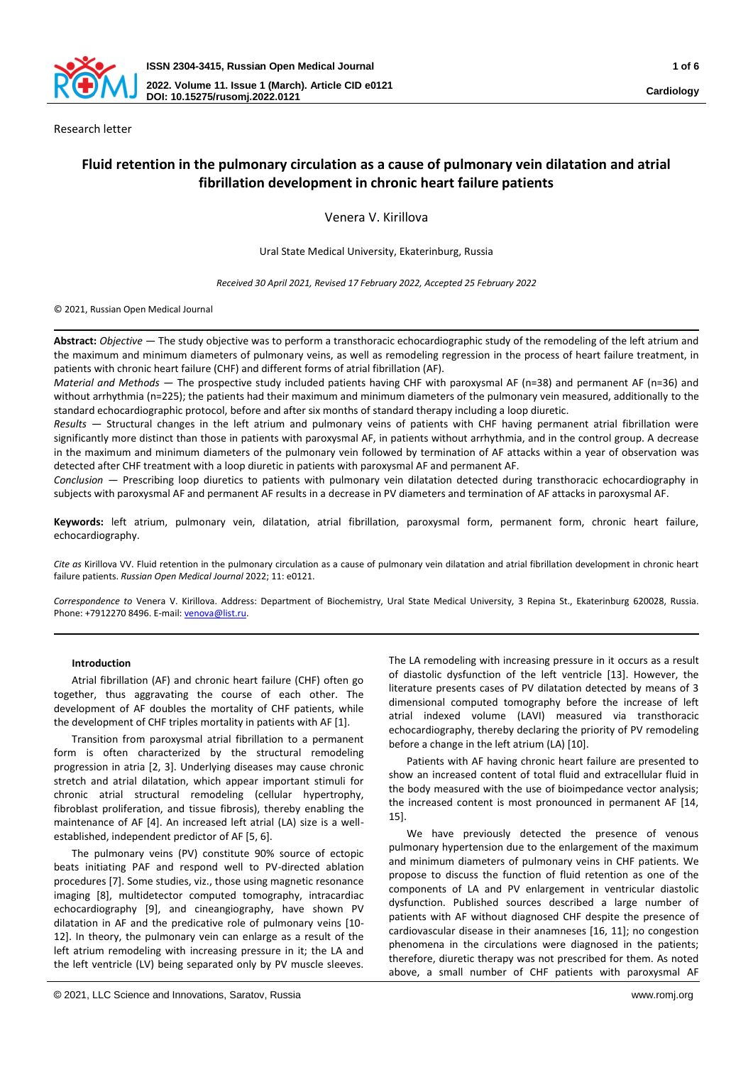Research letter

# Fluid retention in the pulmonary circulation as a cause of pulmonary vein dilatation and atrial fibrillation development in chronic heart failure patients

Venera V. Kirillova

Ural State Medical University, Ekaterinburg, Russia

*Received 30 April 2021, Revised 17 February 2022, Accepted 25 February 2022*

© 2021, Russian Open Medical Journal

---

**Abstract:** *Objective* — The study objective was to perform a transthoracic echocardiographic study of the remodeling of the left atrium and the maximum and minimum diameters of pulmonary veins, as well as remodeling regression in the process of heart failure treatment, in patients with chronic heart failure (CHF) and different forms of atrial fibrillation (AF).

*Material and Methods* — The prospective study included patients having CHF with paroxysmal AF (n=38) and permanent AF (n=36) and without arrhythmia (n=225); the patients had their maximum and minimum diameters of the pulmonary vein measured, additionally to the standard echocardiographic protocol, before and after six months of standard therapy including a loop diuretic.

*Results* — Structural changes in the left atrium and pulmonary veins of patients with CHF having permanent atrial fibrillation were significantly more distinct than those in patients with paroxysmal AF, in patients without arrhythmia, and in the control group. A decrease in the maximum and minimum diameters of the pulmonary vein followed by termination of AF attacks within a year of observation was detected after CHF treatment with a loop diuretic in patients with paroxysmal AF and permanent AF.

*Conclusion* — Prescribing loop diuretics to patients with pulmonary vein dilatation detected during transthoracic echocardiography in subjects with paroxysmal AF and permanent AF results in a decrease in PV diameters and termination of AF attacks in paroxysmal AF.

**Keywords:** left atrium, pulmonary vein, dilatation, atrial fibrillation, paroxysmal form, permanent form, chronic heart failure, echocardiography.

*Cite as* Kirillova VV. Fluid retention in the pulmonary circulation as a cause of pulmonary vein dilatation and atrial fibrillation development in chronic heart failure patients. *Russian Open Medical Journal* 2022; 11: e0121.

*Correspondence to* Venera V. Kirillova. Address: Department of Biochemistry, Ural State Medical University, 3 Repina St., Ekaterinburg 620028, Russia. Phone: +7912270 8496. E-mail: venova@list.ru.

---

#### Introduction

Atrial fibrillation (AF) and chronic heart failure (CHF) often go together, thus aggravating the course of each other. The development of AF doubles the mortality of CHF patients, while the development of CHF triples mortality in patients with AF [1].

Transition from paroxysmal atrial fibrillation to a permanent form is often characterized by the structural remodeling progression in atria [2, 3]. Underlying diseases may cause chronic stretch and atrial dilatation, which appear important stimuli for chronic atrial structural remodeling (cellular hypertrophy, fibroblast proliferation, and tissue fibrosis), thereby enabling the maintenance of AF [4]. An increased left atrial (LA) size is a well-established, independent predictor of AF [5, 6].

The pulmonary veins (PV) constitute 90% source of ectopic beats initiating PAF and respond well to PV-directed ablation procedures [7]. Some studies, viz., those using magnetic resonance imaging [8], multidetector computed tomography, intracardiac echocardiography [9], and cineangiography, have shown PV dilatation in AF and the predicative role of pulmonary veins [10-12]. In theory, the pulmonary vein can enlarge as a result of the left atrium remodeling with increasing pressure in it; the LA and the left ventricle (LV) being separated only by PV muscle sleeves. The LA remodeling with increasing pressure in it occurs as a result of diastolic dysfunction of the left ventricle [13]. However, the literature presents cases of PV dilatation detected by means of 3 dimensional computed tomography before the increase of left atrial indexed volume (LAVI) measured via transthoracic echocardiography, thereby declaring the priority of PV remodeling before a change in the left atrium (LA) [10].

Patients with AF having chronic heart failure are presented to show an increased content of total fluid and extracellular fluid in the body measured with the use of bioimpedance vector analysis; the increased content is most pronounced in permanent AF [14, 15].

We have previously detected the presence of venous pulmonary hypertension due to the enlargement of the maximum and minimum diameters of pulmonary veins in CHF patients. We propose to discuss the function of fluid retention as one of the components of LA and PV enlargement in ventricular diastolic dysfunction. Published sources described a large number of patients with AF without diagnosed CHF despite the presence of cardiovascular disease in their anamneses [16, 11]; no congestion phenomena in the circulations were diagnosed in the patients; therefore, diuretic therapy was not prescribed for them. As noted above, a small number of CHF patients with paroxysmal AF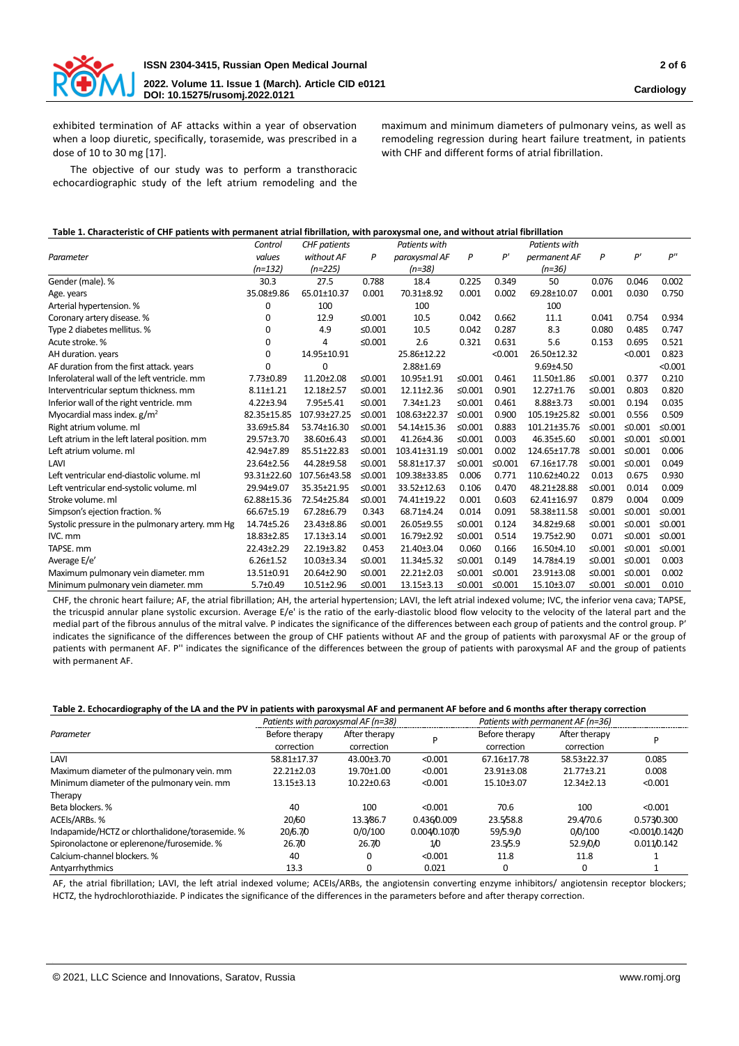exhibited termination of AF attacks within a year of observation when a loop diuretic, specifically, torasemide, was prescribed in a dose of 10 to 30 mg [17].

The objective of our study was to perform a transthoracic echocardiographic study of the left atrium remodeling and the maximum and minimum diameters of pulmonary veins, as well as remodeling regression during heart failure treatment, in patients with CHF and different forms of atrial fibrillation.

**Table 1. Characteristic of CHF patients with permanent atrial fibrillation, with paroxysmal one, and without atrial fibrillation**

| Parameter | Control values (n=132) | CHF patients without AF (n=225) | P | Patients with paroxysmal AF (n=38) | P | P' | Patients with permanent AF (n=36) | P | P' | P'' |
|---|---|---|---|---|---|---|---|---|---|---|
| Gender (male). % | 30.3 | 27.5 | 0.788 | 18.4 | 0.225 | 0.349 | 50 | 0.076 | 0.046 | 0.002 |
| Age. years | 35.08±9.86 | 65.01±10.37 | 0.001 | 70.31±8.92 | 0.001 | 0.002 | 69.28±10.07 | 0.001 | 0.030 | 0.750 |
| Arterial hypertension. % | 0 | 100 | | 100 | | | 100 | | | |
| Coronary artery disease. % | 0 | 12.9 | ≤0.001 | 10.5 | 0.042 | 0.662 | 11.1 | 0.041 | 0.754 | 0.934 |
| Type 2 diabetes mellitus. % | 0 | 4.9 | ≤0.001 | 10.5 | 0.042 | 0.287 | 8.3 | 0.080 | 0.485 | 0.747 |
| Acute stroke. % | 0 | 4 | ≤0.001 | 2.6 | 0.321 | 0.631 | 5.6 | 0.153 | 0.695 | 0.521 |
| AH duration. years | 0 | 14.95±10.91 | | 25.86±12.22 | | <0.001 | 26.50±12.32 | | <0.001 | 0.823 |
| AF duration from the first attack. years | 0 | 0 | | 2.88±1.69 | | | 9.69±4.50 | | | <0.001 |
| Inferolateral wall of the left ventricle. mm | 7.73±0.89 | 11.20±2.08 | ≤0.001 | 10.95±1.91 | ≤0.001 | 0.461 | 11.50±1.86 | ≤0.001 | 0.377 | 0.210 |
| Interventricular septum thickness. mm | 8.11±1.21 | 12.18±2.57 | ≤0.001 | 12.11±2.36 | ≤0.001 | 0.901 | 12.27±1.76 | ≤0.001 | 0.803 | 0.820 |
| Inferior wall of the right ventricle. mm | 4.22±3.94 | 7.95±5.41 | ≤0.001 | 7.34±1.23 | ≤0.001 | 0.461 | 8.88±3.73 | ≤0.001 | 0.194 | 0.035 |
| Myocardial mass index. g/m$^2$ | 82.35±15.85 | 107.93±27.25 | ≤0.001 | 108.63±22.37 | ≤0.001 | 0.900 | 105.19±25.82 | ≤0.001 | 0.556 | 0.509 |
| Right atrium volume. ml | 33.69±5.84 | 53.74±16.30 | ≤0.001 | 54.14±15.36 | ≤0.001 | 0.883 | 101.21±35.76 | ≤0.001 | ≤0.001 | ≤0.001 |
| Left atrium in the left lateral position. mm | 29.57±3.70 | 38.60±6.43 | ≤0.001 | 41.26±4.36 | ≤0.001 | 0.003 | 46.35±5.60 | ≤0.001 | ≤0.001 | ≤0.001 |
| Left atrium volume. ml | 42.94±7.89 | 85.51±22.83 | ≤0.001 | 103.41±31.19 | ≤0.001 | 0.002 | 124.65±17.78 | ≤0.001 | ≤0.001 | 0.006 |
| LAVI | 23.64±2.56 | 44.28±9.58 | ≤0.001 | 58.81±17.37 | ≤0.001 | ≤0.001 | 67.16±17.78 | ≤0.001 | ≤0.001 | 0.049 |
| Left ventricular end-diastolic volume. ml | 93.31±22.60 | 107.56±43.58 | ≤0.001 | 109.38±33.85 | 0.006 | 0.771 | 110.62±40.22 | 0.013 | 0.675 | 0.930 |
| Left ventricular end-systolic volume. ml | 29.94±9.07 | 35.35±21.95 | ≤0.001 | 33.52±12.63 | 0.106 | 0.470 | 48.21±28.88 | ≤0.001 | 0.014 | 0.009 |
| Stroke volume. ml | 62.88±15.36 | 72.54±25.84 | ≤0.001 | 74.41±19.22 | 0.001 | 0.603 | 62.41±16.97 | 0.879 | 0.004 | 0.009 |
| Simpson's ejection fraction. % | 66.67±5.19 | 67.28±6.79 | 0.343 | 68.71±4.24 | 0.014 | 0.091 | 58.38±11.58 | ≤0.001 | ≤0.001 | ≤0.001 |
| Systolic pressure in the pulmonary artery. mm Hg | 14.74±5.26 | 23.43±8.86 | ≤0.001 | 26.05±9.55 | ≤0.001 | 0.124 | 34.82±9.68 | ≤0.001 | ≤0.001 | ≤0.001 |
| IVC. mm | 18.83±2.85 | 17.13±3.14 | ≤0.001 | 16.79±2.92 | ≤0.001 | 0.514 | 19.75±2.90 | 0.071 | ≤0.001 | ≤0.001 |
| TAPSE. mm | 22.43±2.29 | 22.19±3.82 | 0.453 | 21.40±3.04 | 0.060 | 0.166 | 16.50±4.10 | ≤0.001 | ≤0.001 | ≤0.001 |
| Average E/e' | 6.26±1.52 | 10.03±3.34 | ≤0.001 | 11.34±5.32 | ≤0.001 | 0.149 | 14.78±4.19 | ≤0.001 | ≤0.001 | 0.003 |
| Maximum pulmonary vein diameter. mm | 13.51±0.91 | 20.64±2.90 | ≤0.001 | 22.21±2.03 | ≤0.001 | ≤0.001 | 23.91±3.08 | ≤0.001 | ≤0.001 | 0.002 |
| Minimum pulmonary vein diameter. mm | 5.7±0.49 | 10.51±2.96 | ≤0.001 | 13.15±3.13 | ≤0.001 | ≤0.001 | 15.10±3.07 | ≤0.001 | ≤0.001 | 0.010 |

CHF, the chronic heart failure; AF, the atrial fibrillation; AH, the arterial hypertension; LAVI, the left atrial indexed volume; IVC, the inferior vena cava; TAPSE, the tricuspid annular plane systolic excursion. Average E/e' is the ratio of the early-diastolic blood flow velocity to the velocity of the lateral part and the medial part of the fibrous annulus of the mitral valve. P indicates the significance of the differences between each group of patients and the control group. P' indicates the significance of the differences between the group of CHF patients without AF and the group of patients with paroxysmal AF or the group of patients with permanent AF. P'' indicates the significance of the differences between the group of patients with paroxysmal AF and the group of patients with permanent AF.

**Table 2. Echocardiography of the LA and the PV in patients with paroxysmal AF and permanent AF before and 6 months after therapy correction**

| Parameter | Patients with paroxysmal AF (n=38) | | | Patients with permanent AF (n=36) | | |
|---|---|---|---|---|---|---|
| | Before therapy correction | After therapy correction | P | Before therapy correction | After therapy correction | P |
| LAVI | 58.81±17.37 | 43.00±3.70 | <0.001 | 67.16±17.78 | 58.53±22.37 | 0.085 |
| Maximum diameter of the pulmonary vein. mm | 22.21±2.03 | 19.70±1.00 | <0.001 | 23.91±3.08 | 21.77±3.21 | 0.008 |
| Minimum diameter of the pulmonary vein. mm | 13.15±3.13 | 10.22±0.63 | <0.001 | 15.10±3.07 | 12.34±2.13 | <0.001 |
| Therapy | | | | | | |
| Beta blockers. % | 40 | 100 | <0.001 | 70.6 | 100 | <0.001 |
| ACEIs/ARBs. % | 20/60 | 13.3/86.7 | 0.436/0.009 | 23.5/58.8 | 29.4/70.6 | 0.573/0.300 |
| Indapamide/HCTZ or chlorthalidone/torasemide. % | 20/6.7/0 | 0/0/100 | 0.004/0.107/0 | 59/5.9/0 | 0/0/100 | <0.001/0.142/0 |
| Spironolactone or eplerenone/furosemide. % | 26.7/0 | 26.7/0 | 1/0 | 23.5/5.9 | 52.9/0/0 | 0.011/0.142 |
| Calcium-channel blockers. % | 40 | 0 | <0.001 | 11.8 | 11.8 | 1 |
| Antyarrhythmics | 13.3 | 0 | 0.021 | 0 | 0 | 1 |

AF, the atrial fibrillation; LAVI, the left atrial indexed volume; ACEIs/ARBs, the angiotensin converting enzyme inhibitors/ angiotensin receptor blockers; HCTZ, the hydrochlorothiazide. P indicates the significance of the differences in the parameters before and after therapy correction.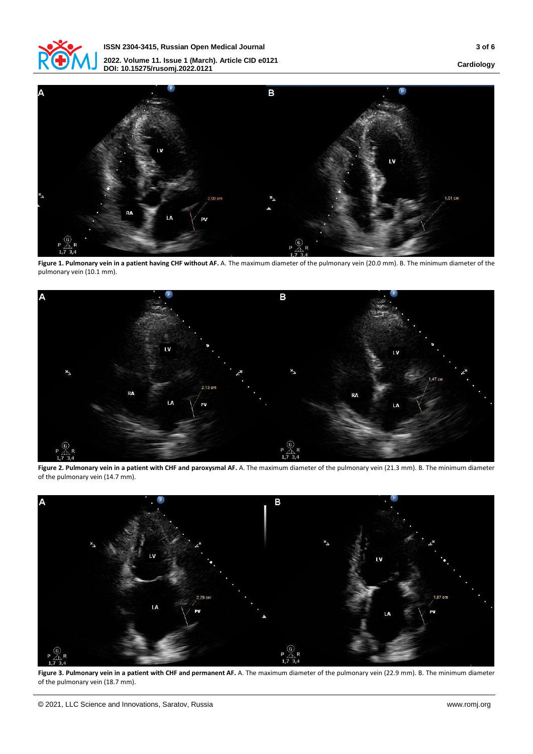**Figure 1. Pulmonary vein in a patient having CHF without AF.** A. The maximum diameter of the pulmonary vein (20.0 mm). B. The minimum diameter of the pulmonary vein (10.1 mm).

**Figure 2. Pulmonary vein in a patient with CHF and paroxysmal AF.** A. The maximum diameter of the pulmonary vein (21.3 mm). B. The minimum diameter of the pulmonary vein (14.7 mm).

**Figure 3. Pulmonary vein in a patient with CHF and permanent AF.** A. The maximum diameter of the pulmonary vein (22.9 mm). B. The minimum diameter of the pulmonary vein (18.7 mm).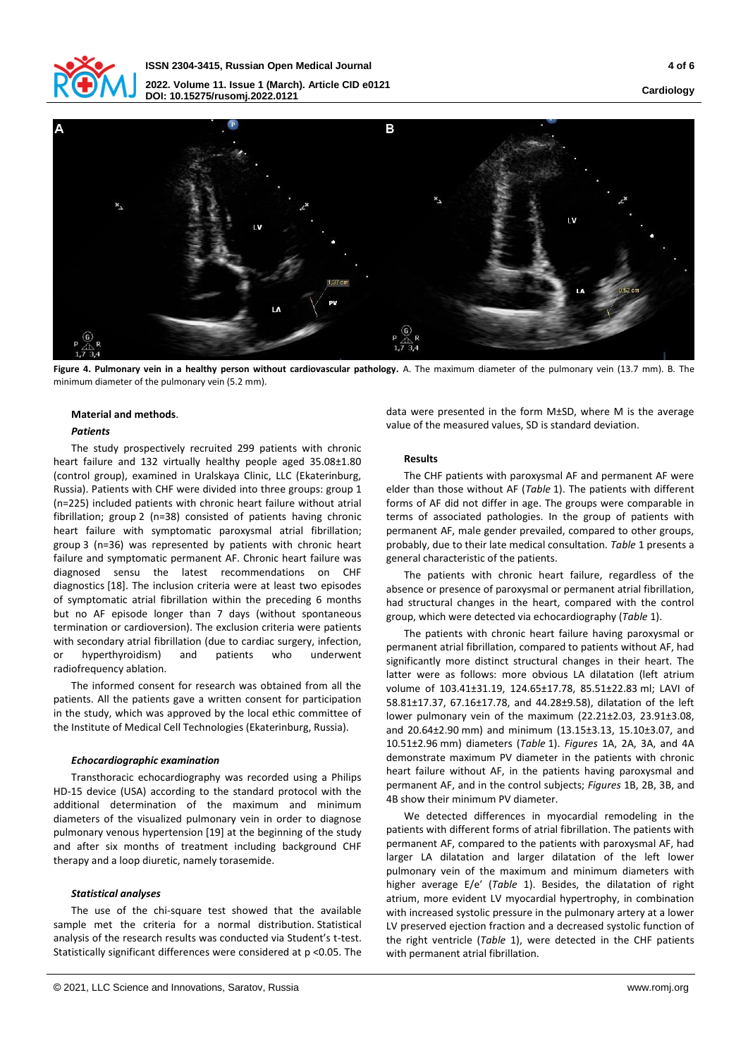**Figure 4. Pulmonary vein in a healthy person without cardiovascular pathology.** A. The maximum diameter of the pulmonary vein (13.7 mm). B. The minimum diameter of the pulmonary vein (5.2 mm).

## Material and methods.

### *Patients*

The study prospectively recruited 299 patients with chronic heart failure and 132 virtually healthy people aged 35.08±1.80 (control group), examined in Uralskaya Clinic, LLC (Ekaterinburg, Russia). Patients with CHF were divided into three groups: group 1 (n=225) included patients with chronic heart failure without atrial fibrillation; group 2 (n=38) consisted of patients having chronic heart failure with symptomatic paroxysmal atrial fibrillation; group 3 (n=36) was represented by patients with chronic heart failure and symptomatic permanent AF. Chronic heart failure was diagnosed sensu the latest recommendations on CHF diagnostics [18]. The inclusion criteria were at least two episodes of symptomatic atrial fibrillation within the preceding 6 months but no AF episode longer than 7 days (without spontaneous termination or cardioversion). The exclusion criteria were patients with secondary atrial fibrillation (due to cardiac surgery, infection, or hyperthyroidism) and patients who underwent radiofrequency ablation.

The informed consent for research was obtained from all the patients. All the patients gave a written consent for participation in the study, which was approved by the local ethic committee of the Institute of Medical Cell Technologies (Ekaterinburg, Russia).

### *Echocardiographic examination*

Transthoracic echocardiography was recorded using a Philips HD-15 device (USA) according to the standard protocol with the additional determination of the maximum and minimum diameters of the visualized pulmonary vein in order to diagnose pulmonary venous hypertension [19] at the beginning of the study and after six months of treatment including background CHF therapy and a loop diuretic, namely torasemide.

### *Statistical analyses*

The use of the chi-square test showed that the available sample met the criteria for a normal distribution. Statistical analysis of the research results was conducted via Student's t-test. Statistically significant differences were considered at $p < 0.05$. The data were presented in the form M±SD, where M is the average value of the measured values, SD is standard deviation.

## Results

The CHF patients with paroxysmal AF and permanent AF were elder than those without AF (*Table* 1). The patients with different forms of AF did not differ in age. The groups were comparable in terms of associated pathologies. In the group of patients with permanent AF, male gender prevailed, compared to other groups, probably, due to their late medical consultation. *Table* 1 presents a general characteristic of the patients.

The patients with chronic heart failure, regardless of the absence or presence of paroxysmal or permanent atrial fibrillation, had structural changes in the heart, compared with the control group, which were detected via echocardiography (*Table* 1).

The patients with chronic heart failure having paroxysmal or permanent atrial fibrillation, compared to patients without AF, had significantly more distinct structural changes in their heart. The latter were as follows: more obvious LA dilatation (left atrium volume of 103.41±31.19, 124.65±17.78, 85.51±22.83 ml; LAVI of 58.81±17.37, 67.16±17.78, and 44.28±9.58), dilatation of the left lower pulmonary vein of the maximum (22.21±2.03, 23.91±3.08, and 20.64±2.90 mm) and minimum (13.15±3.13, 15.10±3.07, and 10.51±2.96 mm) diameters (*Table* 1). *Figures* 1A, 2A, 3A, and 4A demonstrate maximum PV diameter in the patients with chronic heart failure without AF, in the patients having paroxysmal and permanent AF, and in the control subjects; *Figures* 1B, 2B, 3B, and 4B show their minimum PV diameter.

We detected differences in myocardial remodeling in the patients with different forms of atrial fibrillation. The patients with permanent AF, compared to the patients with paroxysmal AF, had larger LA dilatation and larger dilatation of the left lower pulmonary vein of the maximum and minimum diameters with higher average E/e' (*Table* 1). Besides, the dilatation of right atrium, more evident LV myocardial hypertrophy, in combination with increased systolic pressure in the pulmonary artery at a lower LV preserved ejection fraction and a decreased systolic function of the right ventricle (*Table* 1), were detected in the CHF patients with permanent atrial fibrillation.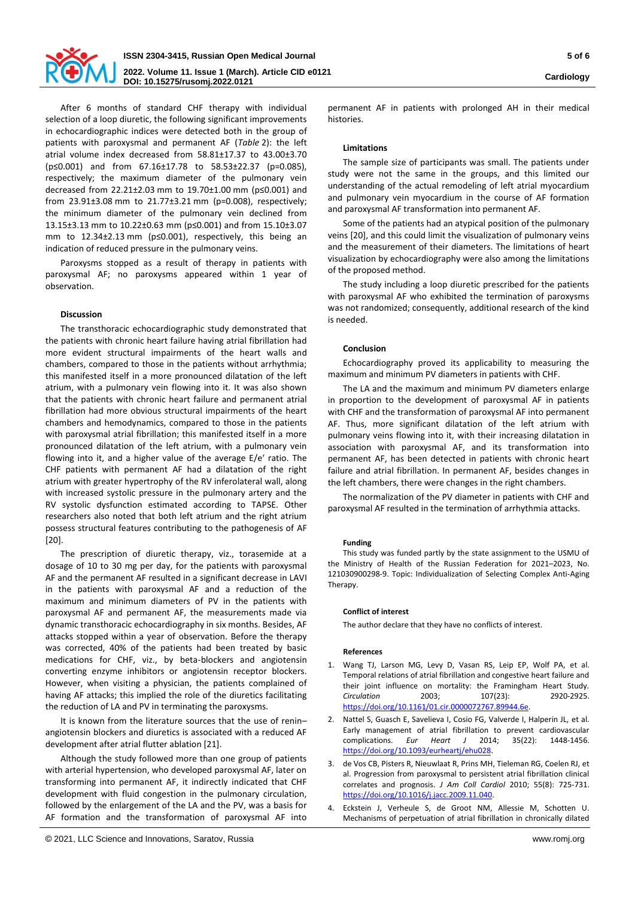After 6 months of standard CHF therapy with individual selection of a loop diuretic, the following significant improvements in echocardiographic indices were detected both in the group of patients with paroxysmal and permanent AF (*Table* 2): the left atrial volume index decreased from 58.81±17.37 to 43.00±3.70 (p≤0.001) and from 67.16±17.78 to 58.53±22.37 (p=0.085), respectively; the maximum diameter of the pulmonary vein decreased from 22.21±2.03 mm to 19.70±1.00 mm (p≤0.001) and from 23.91±3.08 mm to 21.77±3.21 mm (p=0.008), respectively; the minimum diameter of the pulmonary vein declined from 13.15±3.13 mm to 10.22±0.63 mm (p≤0.001) and from 15.10±3.07 mm to 12.34±2.13 mm (p≤0.001), respectively, this being an indication of reduced pressure in the pulmonary veins.

Paroxysms stopped as a result of therapy in patients with paroxysmal AF; no paroxysms appeared within 1 year of observation.

### Discussion

The transthoracic echocardiographic study demonstrated that the patients with chronic heart failure having atrial fibrillation had more evident structural impairments of the heart walls and chambers, compared to those in the patients without arrhythmia; this manifested itself in a more pronounced dilatation of the left atrium, with a pulmonary vein flowing into it. It was also shown that the patients with chronic heart failure and permanent atrial fibrillation had more obvious structural impairments of the heart chambers and hemodynamics, compared to those in the patients with paroxysmal atrial fibrillation; this manifested itself in a more pronounced dilatation of the left atrium, with a pulmonary vein flowing into it, and a higher value of the average E/e' ratio. The CHF patients with permanent AF had a dilatation of the right atrium with greater hypertrophy of the RV inferolateral wall, along with increased systolic pressure in the pulmonary artery and the RV systolic dysfunction estimated according to TAPSE. Other researchers also noted that both left atrium and the right atrium possess structural features contributing to the pathogenesis of AF [20].

The prescription of diuretic therapy, viz., torasemide at a dosage of 10 to 30 mg per day, for the patients with paroxysmal AF and the permanent AF resulted in a significant decrease in LAVI in the patients with paroxysmal AF and a reduction of the maximum and minimum diameters of PV in the patients with paroxysmal AF and permanent AF, the measurements made via dynamic transthoracic echocardiography in six months. Besides, AF attacks stopped within a year of observation. Before the therapy was corrected, 40% of the patients had been treated by basic medications for CHF, viz., by beta-blockers and angiotensin converting enzyme inhibitors or angiotensin receptor blockers. However, when visiting a physician, the patients complained of having AF attacks; this implied the role of the diuretics facilitating the reduction of LA and PV in terminating the paroxysms.

It is known from the literature sources that the use of renin–angiotensin blockers and diuretics is associated with a reduced AF development after atrial flutter ablation [21].

Although the study followed more than one group of patients with arterial hypertension, who developed paroxysmal AF, later on transforming into permanent AF, it indirectly indicated that CHF development with fluid congestion in the pulmonary circulation, followed by the enlargement of the LA and the PV, was a basis for AF formation and the transformation of paroxysmal AF into permanent AF in patients with prolonged AH in their medical histories.

### Limitations

The sample size of participants was small. The patients under study were not the same in the groups, and this limited our understanding of the actual remodeling of left atrial myocardium and pulmonary vein myocardium in the course of AF formation and paroxysmal AF transformation into permanent AF.

Some of the patients had an atypical position of the pulmonary veins [20], and this could limit the visualization of pulmonary veins and the measurement of their diameters. The limitations of heart visualization by echocardiography were also among the limitations of the proposed method.

The study including a loop diuretic prescribed for the patients with paroxysmal AF who exhibited the termination of paroxysms was not randomized; consequently, additional research of the kind is needed.

### Conclusion

Echocardiography proved its applicability to measuring the maximum and minimum PV diameters in patients with CHF.

The LA and the maximum and minimum PV diameters enlarge in proportion to the development of paroxysmal AF in patients with CHF and the transformation of paroxysmal AF into permanent AF. Thus, more significant dilatation of the left atrium with pulmonary veins flowing into it, with their increasing dilatation in association with paroxysmal AF, and its transformation into permanent AF, has been detected in patients with chronic heart failure and atrial fibrillation. In permanent AF, besides changes in the left chambers, there were changes in the right chambers.

The normalization of the PV diameter in patients with CHF and paroxysmal AF resulted in the termination of arrhythmia attacks.

#### Funding

This study was funded partly by the state assignment to the USMU of the Ministry of Health of the Russian Federation for 2021–2023, No. 121030900298-9. Topic: Individualization of Selecting Complex Anti-Aging Therapy.

#### Conflict of interest

The author declare that they have no conflicts of interest.

#### References

1. Wang TJ, Larson MG, Levy D, Vasan RS, Leip EP, Wolf PA, et al. Temporal relations of atrial fibrillation and congestive heart failure and their joint influence on mortality: the Framingham Heart Study. *Circulation* 2003; 107(23): 2920-2925. https://doi.org/10.1161/01.cir.0000072767.89944.6e.
2. Nattel S, Guasch E, Savelieva I, Cosio FG, Valverde I, Halperin JL, et al. Early management of atrial fibrillation to prevent cardiovascular complications. *Eur Heart J* 2014; 35(22): 1448-1456. https://doi.org/10.1093/eurheartj/ehu028.
3. de Vos CB, Pisters R, Nieuwlaat R, Prins MH, Tieleman RG, Coelen RJ, et al. Progression from paroxysmal to persistent atrial fibrillation clinical correlates and prognosis. *J Am Coll Cardiol* 2010; 55(8): 725-731. https://doi.org/10.1016/j.jacc.2009.11.040.
4. Eckstein J, Verheule S, de Groot NM, Allessie M, Schotten U. Mechanisms of perpetuation of atrial fibrillation in chronically dilated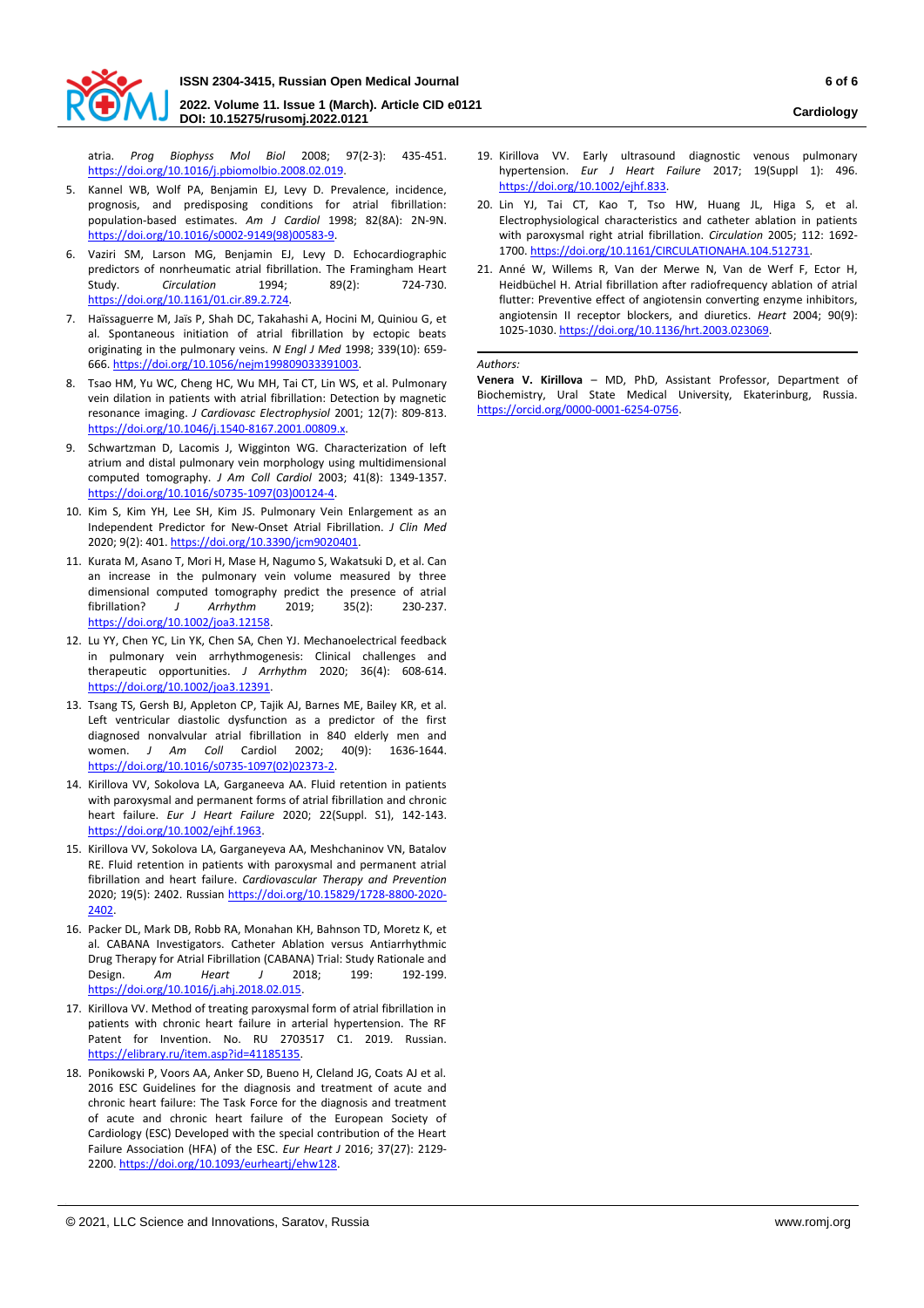atria. *Prog Biophyss Mol Biol* 2008; 97(2-3): 435-451. https://doi.org/10.1016/j.pbiomolbio.2008.02.019.

5. Kannel WB, Wolf PA, Benjamin EJ, Levy D. Prevalence, incidence, prognosis, and predisposing conditions for atrial fibrillation: population-based estimates. *Am J Cardiol* 1998; 82(8A): 2N-9N. https://doi.org/10.1016/s0002-9149(98)00583-9.
6. Vaziri SM, Larson MG, Benjamin EJ, Levy D. Echocardiographic predictors of nonrheumatic atrial fibrillation. The Framingham Heart Study. *Circulation* 1994; 89(2): 724-730. https://doi.org/10.1161/01.cir.89.2.724.
7. Haïssaguerre M, Jaïs P, Shah DC, Takahashi A, Hocini M, Quiniou G, et al. Spontaneous initiation of atrial fibrillation by ectopic beats originating in the pulmonary veins. *N Engl J Med* 1998; 339(10): 659-666. https://doi.org/10.1056/nejm199809033391003.
8. Tsao HM, Yu WC, Cheng HC, Wu MH, Tai CT, Lin WS, et al. Pulmonary vein dilation in patients with atrial fibrillation: Detection by magnetic resonance imaging. *J Cardiovasc Electrophysiol* 2001; 12(7): 809-813. https://doi.org/10.1046/j.1540-8167.2001.00809.x.
9. Schwartzman D, Lacomis J, Wigginton WG. Characterization of left atrium and distal pulmonary vein morphology using multidimensional computed tomography. *J Am Coll Cardiol* 2003; 41(8): 1349-1357. https://doi.org/10.1016/s0735-1097(03)00124-4.
10. Kim S, Kim YH, Lee SH, Kim JS. Pulmonary Vein Enlargement as an Independent Predictor for New-Onset Atrial Fibrillation. *J Clin Med* 2020; 9(2): 401. https://doi.org/10.3390/jcm9020401.
11. Kurata M, Asano T, Mori H, Mase H, Nagumo S, Wakatsuki D, et al. Can an increase in the pulmonary vein volume measured by three dimensional computed tomography predict the presence of atrial fibrillation? *J Arrhythm* 2019; 35(2): 230-237. https://doi.org/10.1002/joa3.12158.
12. Lu YY, Chen YC, Lin YK, Chen SA, Chen YJ. Mechanoelectrical feedback in pulmonary vein arrhythmogenesis: Clinical challenges and therapeutic opportunities. *J Arrhythm* 2020; 36(4): 608-614. https://doi.org/10.1002/joa3.12391.
13. Tsang TS, Gersh BJ, Appleton CP, Tajik AJ, Barnes ME, Bailey KR, et al. Left ventricular diastolic dysfunction as a predictor of the first diagnosed nonvalvular atrial fibrillation in 840 elderly men and women. *J Am Coll* Cardiol 2002; 40(9): 1636-1644. https://doi.org/10.1016/s0735-1097(02)02373-2.
14. Kirillova VV, Sokolova LA, Garganeeva AA. Fluid retention in patients with paroxysmal and permanent forms of atrial fibrillation and chronic heart failure. *Eur J Heart Failure* 2020; 22(Suppl. S1), 142-143. https://doi.org/10.1002/ejhf.1963.
15. Kirillova VV, Sokolova LA, Garganeyeva AA, Meshchaninov VN, Batalov RE. Fluid retention in patients with paroxysmal and permanent atrial fibrillation and heart failure. *Cardiovascular Therapy and Prevention* 2020; 19(5): 2402. Russian https://doi.org/10.15829/1728-8800-2020-2402.
16. Packer DL, Mark DB, Robb RA, Monahan KH, Bahnson TD, Moretz K, et al. CABANA Investigators. Catheter Ablation versus Antiarrhythmic Drug Therapy for Atrial Fibrillation (CABANA) Trial: Study Rationale and Design. *Am Heart J* 2018; 199: 192-199. https://doi.org/10.1016/j.ahj.2018.02.015.
17. Kirillova VV. Method of treating paroxysmal form of atrial fibrillation in patients with chronic heart failure in arterial hypertension. The RF Patent for Invention. No. RU 2703517 C1. 2019. Russian. https://elibrary.ru/item.asp?id=41185135.
18. Ponikowski P, Voors AA, Anker SD, Bueno H, Cleland JG, Coats AJ et al. 2016 ESC Guidelines for the diagnosis and treatment of acute and chronic heart failure: The Task Force for the diagnosis and treatment of acute and chronic heart failure of the European Society of Cardiology (ESC) Developed with the special contribution of the Heart Failure Association (HFA) of the ESC. *Eur Heart J* 2016; 37(27): 2129-2200. https://doi.org/10.1093/eurheartj/ehw128.
19. Kirillova VV. Early ultrasound diagnostic venous pulmonary hypertension. *Eur J Heart Failure* 2017; 19(Suppl 1): 496. https://doi.org/10.1002/ejhf.833.
20. Lin YJ, Tai CT, Kao T, Tso HW, Huang JL, Higa S, et al. Electrophysiological characteristics and catheter ablation in patients with paroxysmal right atrial fibrillation. *Circulation* 2005; 112: 1692-1700. https://doi.org/10.1161/CIRCULATIONAHA.104.512731.
21. Anné W, Willems R, Van der Merwe N, Van de Werf F, Ector H, Heidbüchel H. Atrial fibrillation after radiofrequency ablation of atrial flutter: Preventive effect of angiotensin converting enzyme inhibitors, angiotensin II receptor blockers, and diuretics. *Heart* 2004; 90(9): 1025-1030. https://doi.org/10.1136/hrt.2003.023069.

*Authors:*

**Venera V. Kirillova** – MD, PhD, Assistant Professor, Department of Biochemistry, Ural State Medical University, Ekaterinburg, Russia. https://orcid.org/0000-0001-6254-0756.